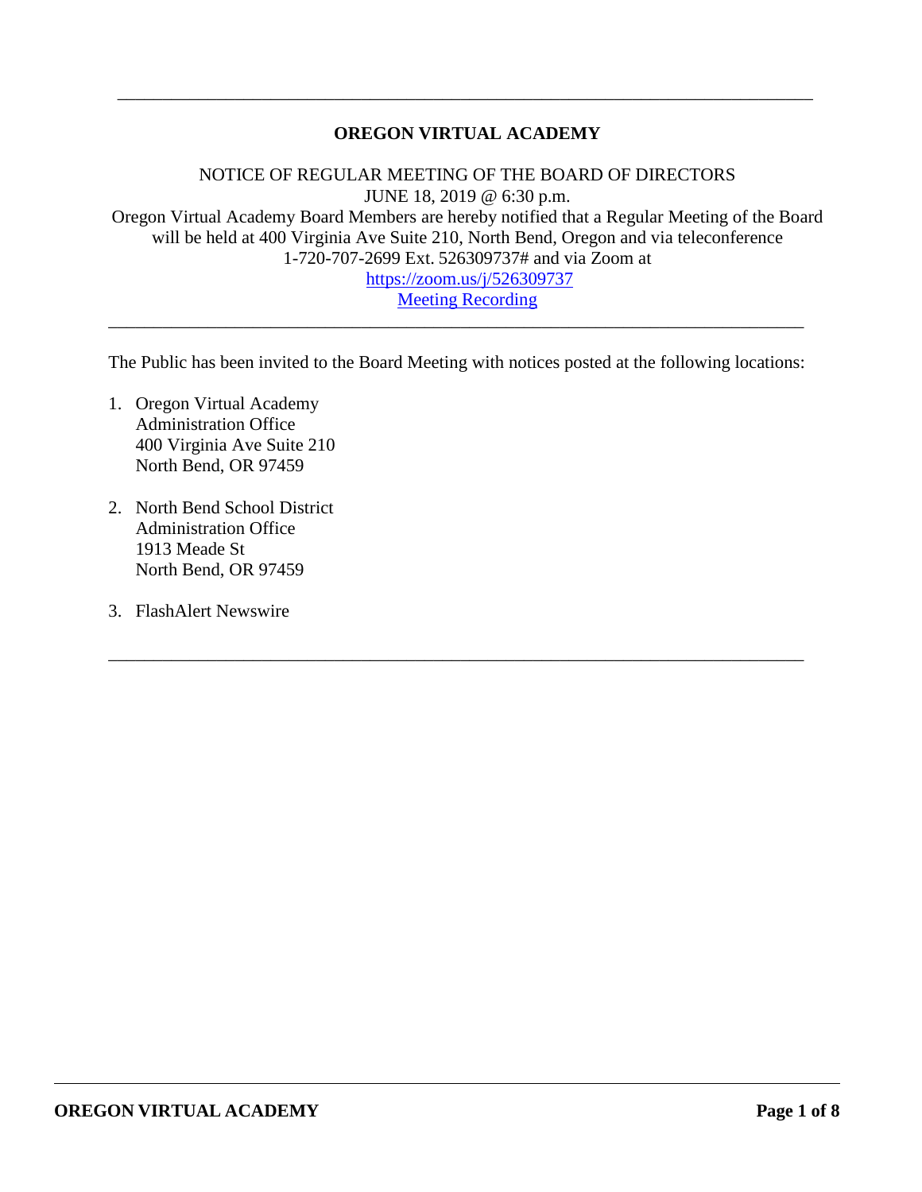---

# OREGON VIRTUAL ACADEMY

NOTICE OF REGULAR MEETING OF THE BOARD OF DIRECTORS
JUNE 18, 2019 @ 6:30 p.m.
Oregon Virtual Academy Board Members are hereby notified that a Regular Meeting of the Board will be held at 400 Virginia Ave Suite 210, North Bend, Oregon and via teleconference 1-720-707-2699 Ext. 526309737# and via Zoom at
[https://zoom.us/j/526309737](https://zoom.us/j/526309737)
Meeting Recording

---

The Public has been invited to the Board Meeting with notices posted at the following locations:

1. Oregon Virtual Academy
   Administration Office
   400 Virginia Ave Suite 210
   North Bend, OR 97459

2. North Bend School District
   Administration Office
   1913 Meade St
   North Bend, OR 97459

3. FlashAlert Newswire

---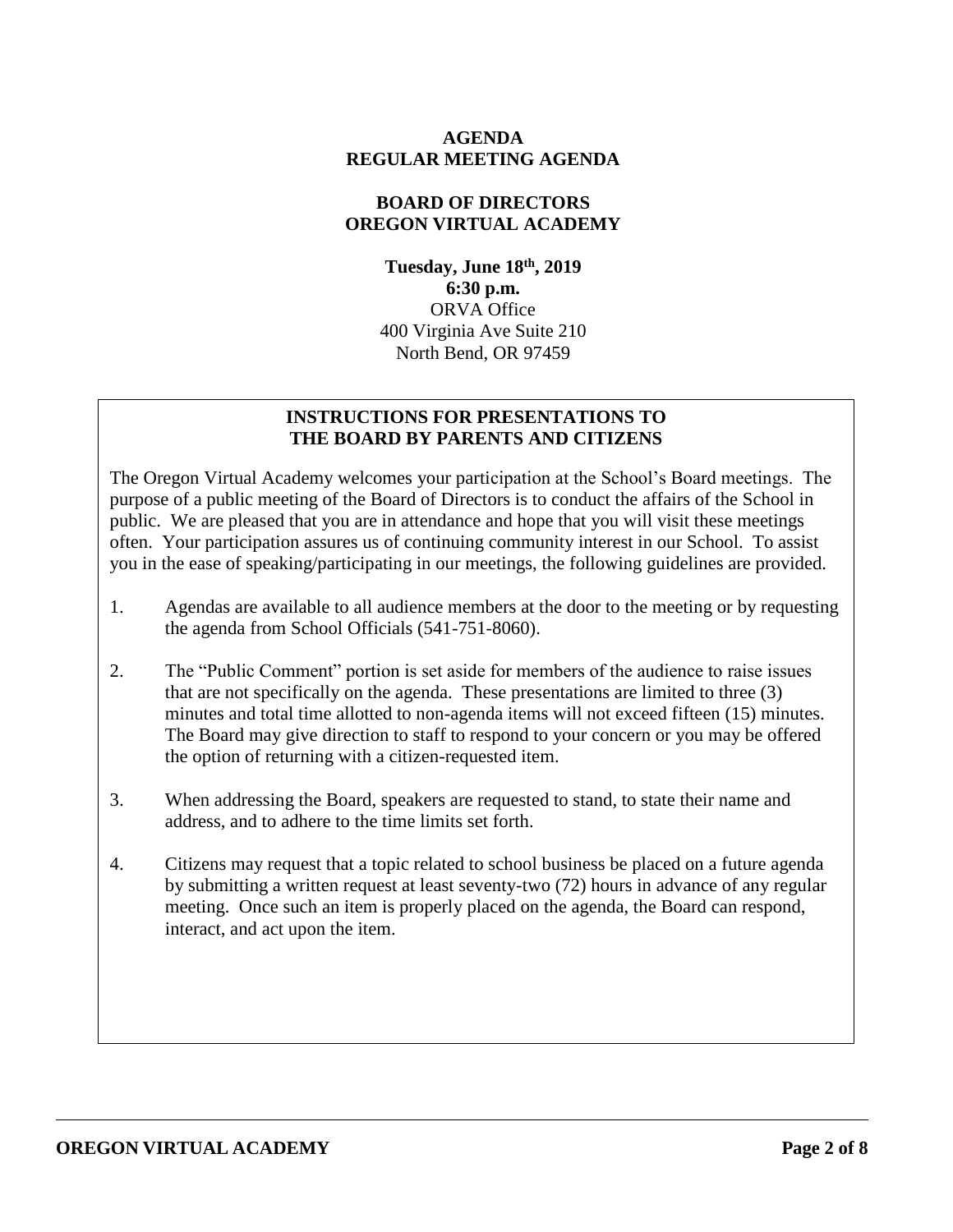**AGENDA**
**REGULAR MEETING AGENDA**

**BOARD OF DIRECTORS**
**OREGON VIRTUAL ACADEMY**

**Tuesday, June 18th, 2019**
**6:30 p.m.**
ORVA Office
400 Virginia Ave Suite 210
North Bend, OR 97459

## INSTRUCTIONS FOR PRESENTATIONS TO THE BOARD BY PARENTS AND CITIZENS

The Oregon Virtual Academy welcomes your participation at the School's Board meetings. The purpose of a public meeting of the Board of Directors is to conduct the affairs of the School in public. We are pleased that you are in attendance and hope that you will visit these meetings often. Your participation assures us of continuing community interest in our School. To assist you in the ease of speaking/participating in our meetings, the following guidelines are provided.

1. Agendas are available to all audience members at the door to the meeting or by requesting the agenda from School Officials (541-751-8060).

2. The "Public Comment" portion is set aside for members of the audience to raise issues that are not specifically on the agenda. These presentations are limited to three (3) minutes and total time allotted to non-agenda items will not exceed fifteen (15) minutes. The Board may give direction to staff to respond to your concern or you may be offered the option of returning with a citizen-requested item.

3. When addressing the Board, speakers are requested to stand, to state their name and address, and to adhere to the time limits set forth.

4. Citizens may request that a topic related to school business be placed on a future agenda by submitting a written request at least seventy-two (72) hours in advance of any regular meeting. Once such an item is properly placed on the agenda, the Board can respond, interact, and act upon the item.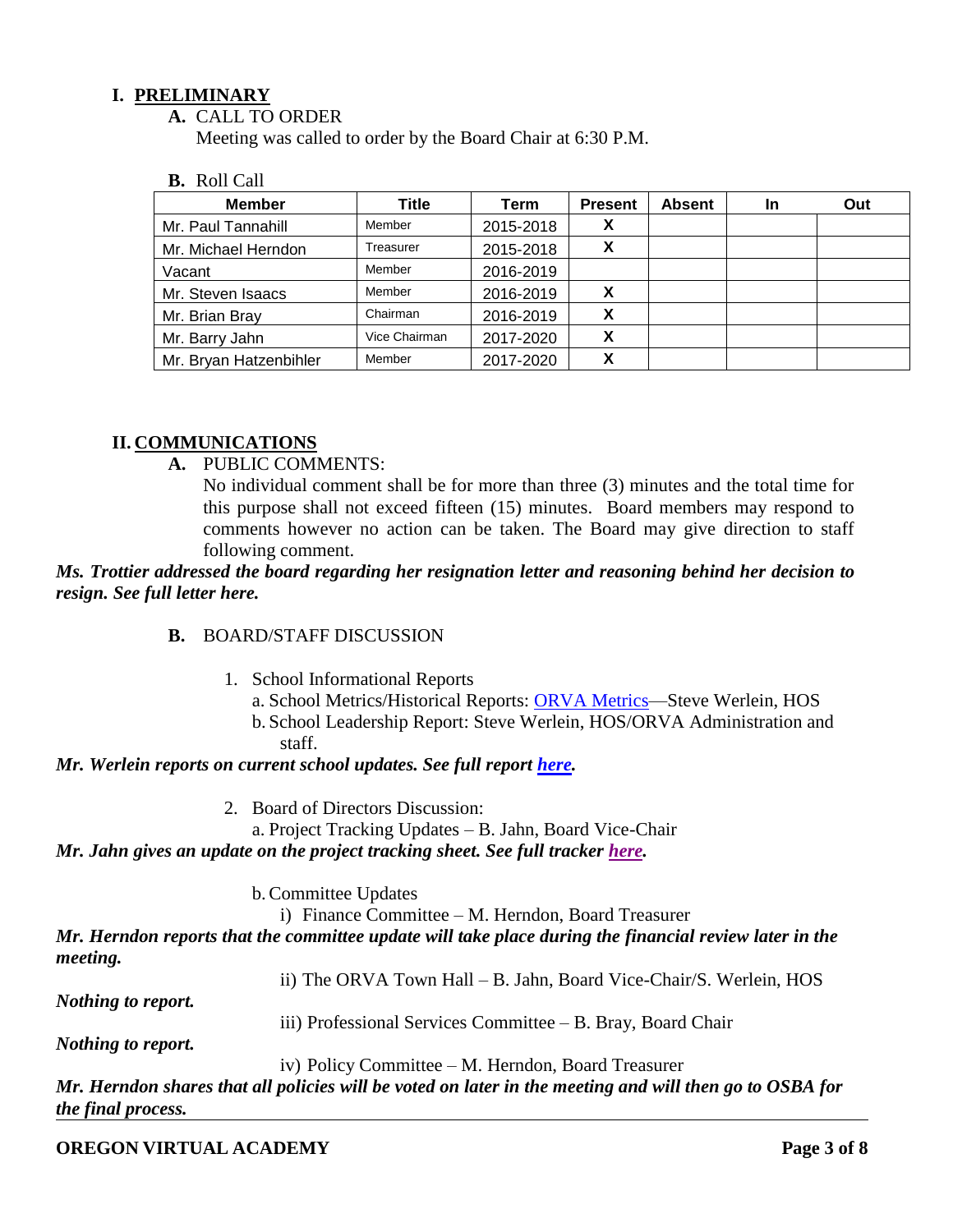## I. PRELIMINARY

**A.** CALL TO ORDER

Meeting was called to order by the Board Chair at 6:30 P.M.

**B.** Roll Call

| Member | Title | Term | Present | Absent | In | Out |
|---|---|---|---|---|---|---|
| Mr. Paul Tannahill | Member | 2015-2018 | X | | | |
| Mr. Michael Herndon | Treasurer | 2015-2018 | X | | | |
| Vacant | Member | 2016-2019 | | | | |
| Mr. Steven Isaacs | Member | 2016-2019 | X | | | |
| Mr. Brian Bray | Chairman | 2016-2019 | X | | | |
| Mr. Barry Jahn | Vice Chairman | 2017-2020 | X | | | |
| Mr. Bryan Hatzenbihler | Member | 2017-2020 | X | | | |

## II. COMMUNICATIONS

**A.** PUBLIC COMMENTS:

No individual comment shall be for more than three (3) minutes and the total time for this purpose shall not exceed fifteen (15) minutes. Board members may respond to comments however no action can be taken. The Board may give direction to staff following comment.

***Ms. Trottier addressed the board regarding her resignation letter and reasoning behind her decision to resign. See full letter here.***

**B.** BOARD/STAFF DISCUSSION

1. School Informational Reports
   a. School Metrics/Historical Reports: ORVA Metrics—Steve Werlein, HOS
   b. School Leadership Report: Steve Werlein, HOS/ORVA Administration and staff.

***Mr. Werlein reports on current school updates. See full report here.***

2. Board of Directors Discussion:
   a. Project Tracking Updates – B. Jahn, Board Vice-Chair

***Mr. Jahn gives an update on the project tracking sheet. See full tracker here.***

   b. Committee Updates
      i) Finance Committee – M. Herndon, Board Treasurer

***Mr. Herndon reports that the committee update will take place during the financial review later in the meeting.***

      ii) The ORVA Town Hall – B. Jahn, Board Vice-Chair/S. Werlein, HOS

***Nothing to report.***

      iii) Professional Services Committee – B. Bray, Board Chair

***Nothing to report.***

      iv) Policy Committee – M. Herndon, Board Treasurer

***Mr. Herndon shares that all policies will be voted on later in the meeting and will then go to OSBA for the final process.***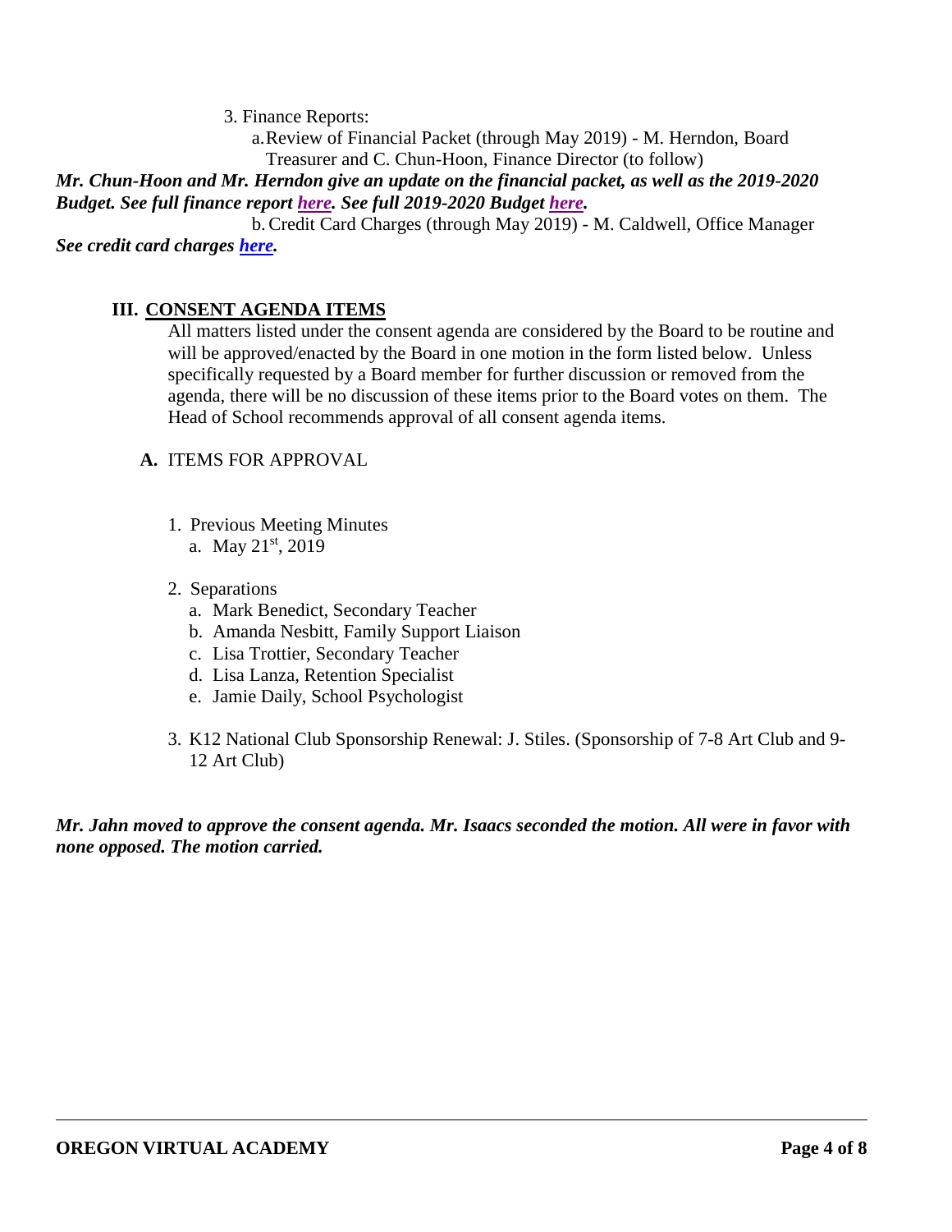3. Finance Reports:

a. Review of Financial Packet (through May 2019) - M. Herndon, Board Treasurer and C. Chun-Hoon, Finance Director (to follow)

***Mr. Chun-Hoon and Mr. Herndon give an update on the financial packet, as well as the 2019-2020 Budget. See full finance report here. See full 2019-2020 Budget here.***

b. Credit Card Charges (through May 2019) - M. Caldwell, Office Manager

***See credit card charges here.***

## III. CONSENT AGENDA ITEMS

All matters listed under the consent agenda are considered by the Board to be routine and will be approved/enacted by the Board in one motion in the form listed below. Unless specifically requested by a Board member for further discussion or removed from the agenda, there will be no discussion of these items prior to the Board votes on them. The Head of School recommends approval of all consent agenda items.

**A.** ITEMS FOR APPROVAL

1. Previous Meeting Minutes
   a. May 21st, 2019
2. Separations
   a. Mark Benedict, Secondary Teacher
   b. Amanda Nesbitt, Family Support Liaison
   c. Lisa Trottier, Secondary Teacher
   d. Lisa Lanza, Retention Specialist
   e. Jamie Daily, School Psychologist
3. K12 National Club Sponsorship Renewal: J. Stiles. (Sponsorship of 7-8 Art Club and 9-12 Art Club)

***Mr. Jahn moved to approve the consent agenda. Mr. Isaacs seconded the motion. All were in favor with none opposed. The motion carried.***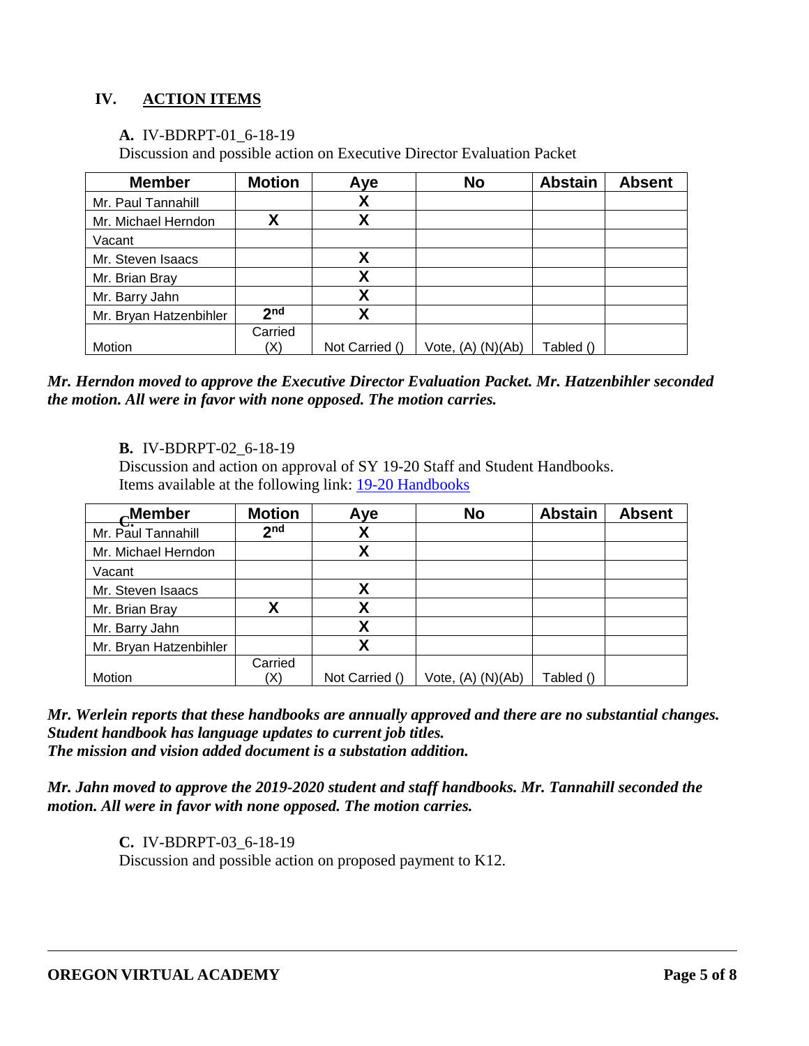## IV. <u>ACTION ITEMS</u>

**A.** IV-BDRPT-01_6-18-19
Discussion and possible action on Executive Director Evaluation Packet

| Member | Motion | Aye | No | Abstain | Absent |
|---|---|---|---|---|---|
| Mr. Paul Tannahill | | X | | | |
| Mr. Michael Herndon | X | X | | | |
| Vacant | | | | | |
| Mr. Steven Isaacs | | X | | | |
| Mr. Brian Bray | | X | | | |
| Mr. Barry Jahn | | X | | | |
| Mr. Bryan Hatzenbihler | 2nd | X | | | |
| Motion | Carried (X) | Not Carried () | Vote, (A) (N)(Ab) | Tabled () | |

***Mr. Herndon moved to approve the Executive Director Evaluation Packet. Mr. Hatzenbihler seconded the motion. All were in favor with none opposed. The motion carries.***

**B.** IV-BDRPT-02_6-18-19
Discussion and action on approval of SY 19-20 Staff and Student Handbooks.
Items available at the following link: [19-20 Handbooks]()

| Member | Motion | Aye | No | Abstain | Absent |
|---|---|---|---|---|---|
| Mr. Paul Tannahill | 2nd | X | | | |
| Mr. Michael Herndon | | X | | | |
| Vacant | | | | | |
| Mr. Steven Isaacs | | X | | | |
| Mr. Brian Bray | X | X | | | |
| Mr. Barry Jahn | | X | | | |
| Mr. Bryan Hatzenbihler | | X | | | |
| Motion | Carried (X) | Not Carried () | Vote, (A) (N)(Ab) | Tabled () | |

***Mr. Werlein reports that these handbooks are annually approved and there are no substantial changes. Student handbook has language updates to current job titles.***
***The mission and vision added document is a substation addition.***

***Mr. Jahn moved to approve the 2019-2020 student and staff handbooks. Mr. Tannahill seconded the motion. All were in favor with none opposed. The motion carries.***

**C.** IV-BDRPT-03_6-18-19
Discussion and possible action on proposed payment to K12.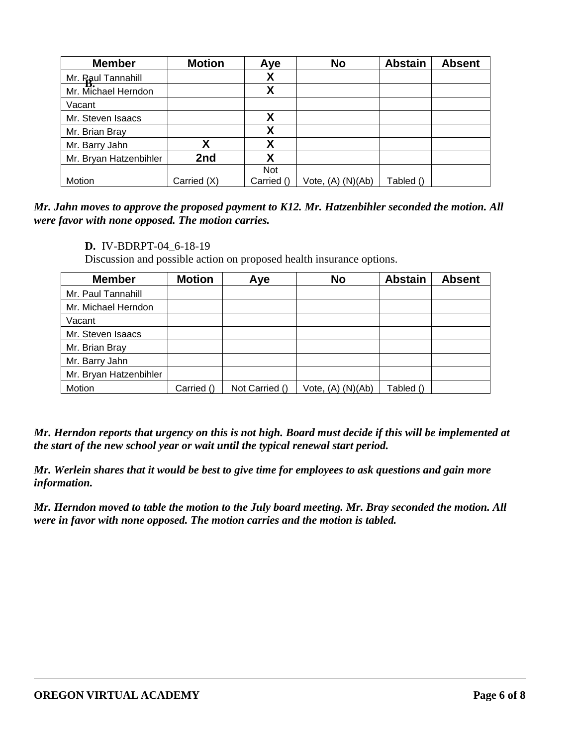| Member | Motion | Aye | No | Abstain | Absent |
|---|---|---|---|---|---|
| Mr. Paul Tannahill | | X | | | |
| Mr. Michael Herndon | | X | | | |
| Vacant | | | | | |
| Mr. Steven Isaacs | | X | | | |
| Mr. Brian Bray | | X | | | |
| Mr. Barry Jahn | X | X | | | |
| Mr. Bryan Hatzenbihler | 2nd | X | | | |
| Motion | Carried (X) | Not Carried () | Vote, (A) (N)(Ab) | Tabled () | |

***Mr. Jahn moves to approve the proposed payment to K12. Mr. Hatzenbihler seconded the motion. All were favor with none opposed. The motion carries.***

**D.** IV-BDRPT-04_6-18-19
Discussion and possible action on proposed health insurance options.

| Member | Motion | Aye | No | Abstain | Absent |
|---|---|---|---|---|---|
| Mr. Paul Tannahill | | | | | |
| Mr. Michael Herndon | | | | | |
| Vacant | | | | | |
| Mr. Steven Isaacs | | | | | |
| Mr. Brian Bray | | | | | |
| Mr. Barry Jahn | | | | | |
| Mr. Bryan Hatzenbihler | | | | | |
| Motion | Carried () | Not Carried () | Vote, (A) (N)(Ab) | Tabled () | |

***Mr. Herndon reports that urgency on this is not high. Board must decide if this will be implemented at the start of the new school year or wait until the typical renewal start period.***

***Mr. Werlein shares that it would be best to give time for employees to ask questions and gain more information.***

***Mr. Herndon moved to table the motion to the July board meeting. Mr. Bray seconded the motion. All were in favor with none opposed. The motion carries and the motion is tabled.***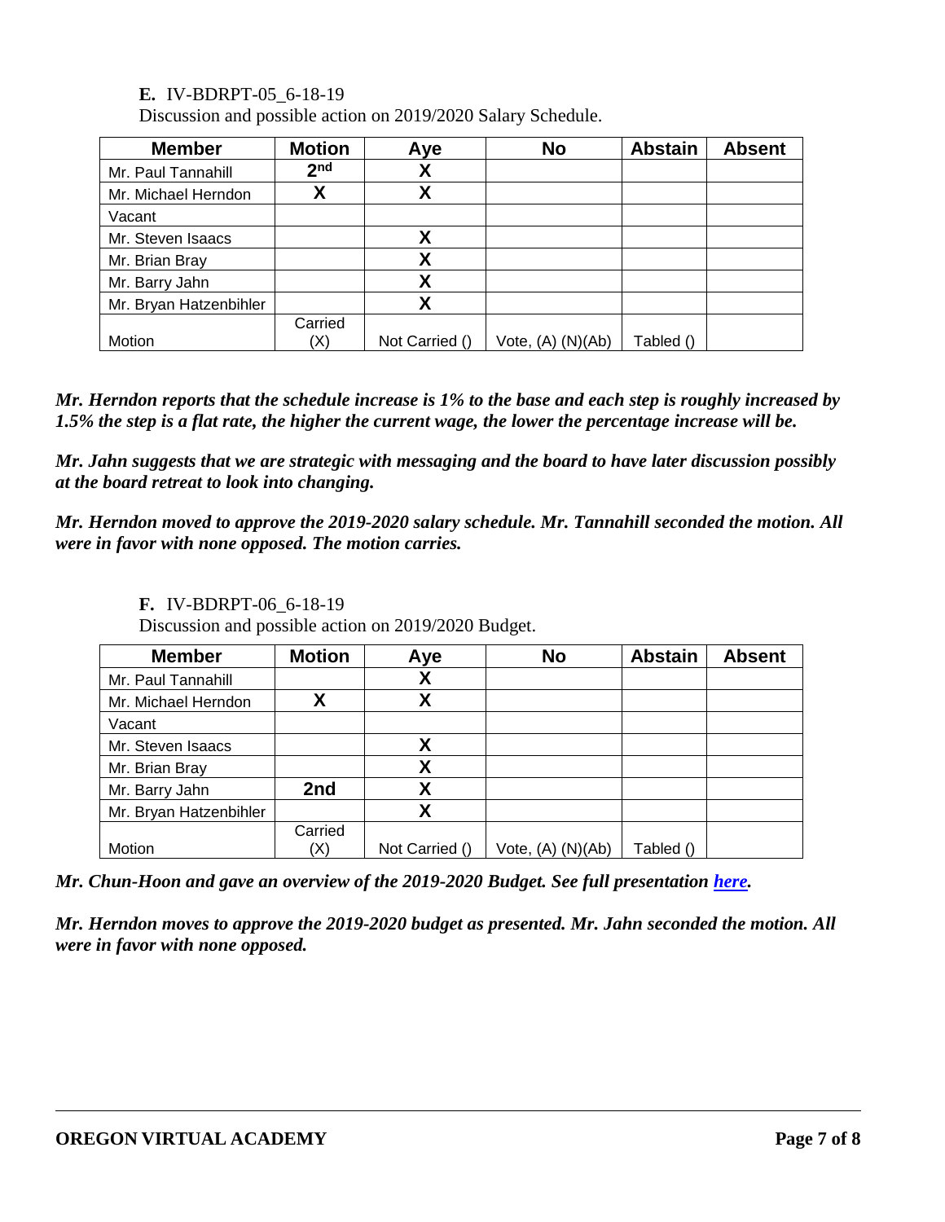**E.** IV-BDRPT-05_6-18-19
Discussion and possible action on 2019/2020 Salary Schedule.

| Member | Motion | Aye | No | Abstain | Absent |
|---|---|---|---|---|---|
| Mr. Paul Tannahill | 2nd | X | | | |
| Mr. Michael Herndon | X | X | | | |
| Vacant | | | | | |
| Mr. Steven Isaacs | | X | | | |
| Mr. Brian Bray | | X | | | |
| Mr. Barry Jahn | | X | | | |
| Mr. Bryan Hatzenbihler | | X | | | |
| Motion | Carried (X) | Not Carried () | Vote, (A) (N)(Ab) | Tabled () | |

***Mr. Herndon reports that the schedule increase is 1% to the base and each step is roughly increased by 1.5% the step is a flat rate, the higher the current wage, the lower the percentage increase will be.***

***Mr. Jahn suggests that we are strategic with messaging and the board to have later discussion possibly at the board retreat to look into changing.***

***Mr. Herndon moved to approve the 2019-2020 salary schedule. Mr. Tannahill seconded the motion. All were in favor with none opposed. The motion carries.***

**F.** IV-BDRPT-06_6-18-19
Discussion and possible action on 2019/2020 Budget.

| Member | Motion | Aye | No | Abstain | Absent |
|---|---|---|---|---|---|
| Mr. Paul Tannahill | | X | | | |
| Mr. Michael Herndon | X | X | | | |
| Vacant | | | | | |
| Mr. Steven Isaacs | | X | | | |
| Mr. Brian Bray | | X | | | |
| Mr. Barry Jahn | 2nd | X | | | |
| Mr. Bryan Hatzenbihler | | X | | | |
| Motion | Carried (X) | Not Carried () | Vote, (A) (N)(Ab) | Tabled () | |

***Mr. Chun-Hoon and gave an overview of the 2019-2020 Budget. See full presentation here.***

***Mr. Herndon moves to approve the 2019-2020 budget as presented. Mr. Jahn seconded the motion. All were in favor with none opposed.***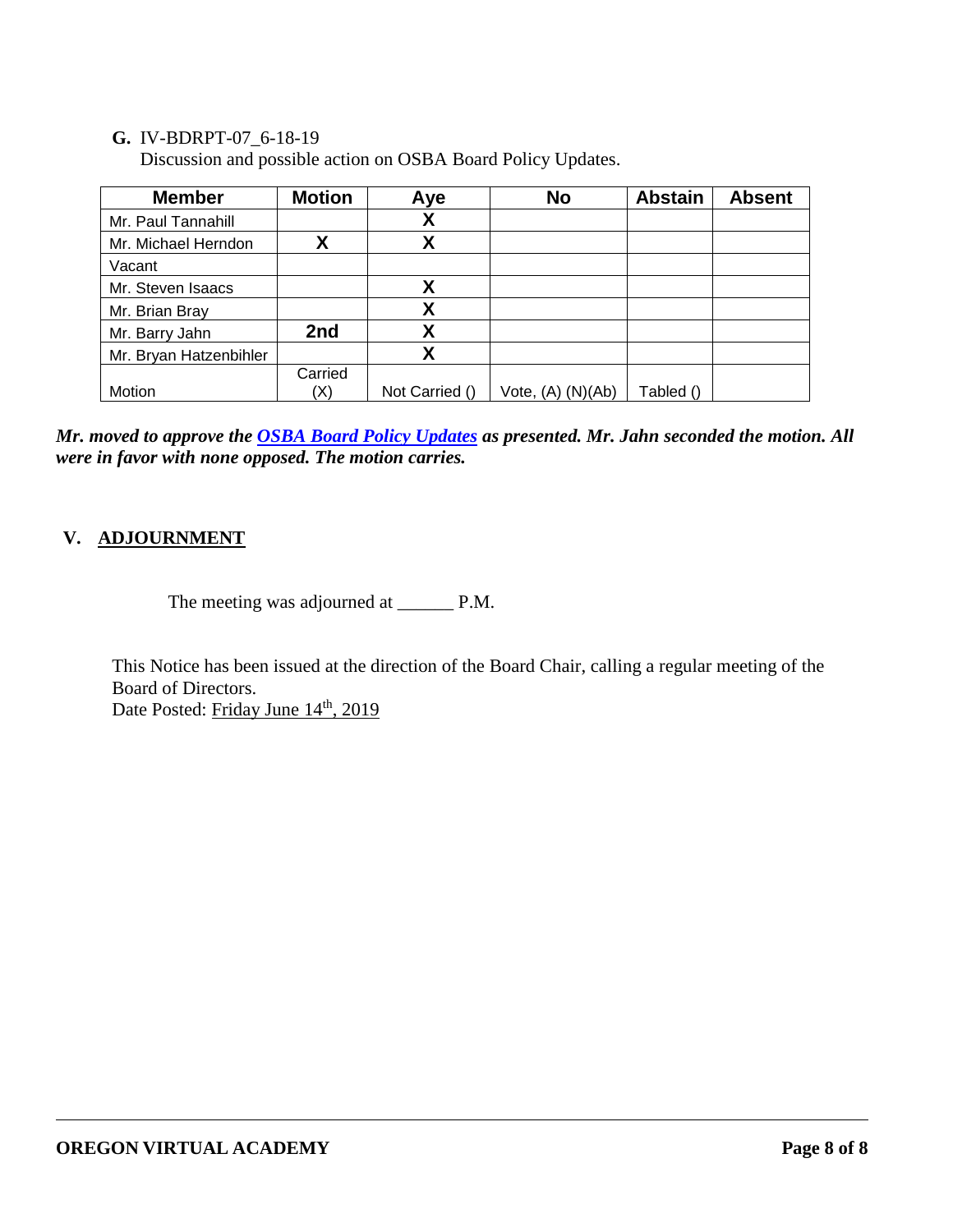**G.** IV-BDRPT-07_6-18-19
Discussion and possible action on OSBA Board Policy Updates.

| Member | Motion | Aye | No | Abstain | Absent |
|---|---|---|---|---|---|
| Mr. Paul Tannahill | | X | | | |
| Mr. Michael Herndon | X | X | | | |
| Vacant | | | | | |
| Mr. Steven Isaacs | | X | | | |
| Mr. Brian Bray | | X | | | |
| Mr. Barry Jahn | 2nd | X | | | |
| Mr. Bryan Hatzenbihler | | X | | | |
| Motion | Carried (X) | Not Carried () | Vote, (A) (N)(Ab) | Tabled () | |

***Mr. moved to approve the OSBA Board Policy Updates as presented. Mr. Jahn seconded the motion. All were in favor with none opposed. The motion carries.***

## V. ADJOURNMENT

The meeting was adjourned at ______ P.M.

This Notice has been issued at the direction of the Board Chair, calling a regular meeting of the Board of Directors.
Date Posted: Friday June 14th, 2019